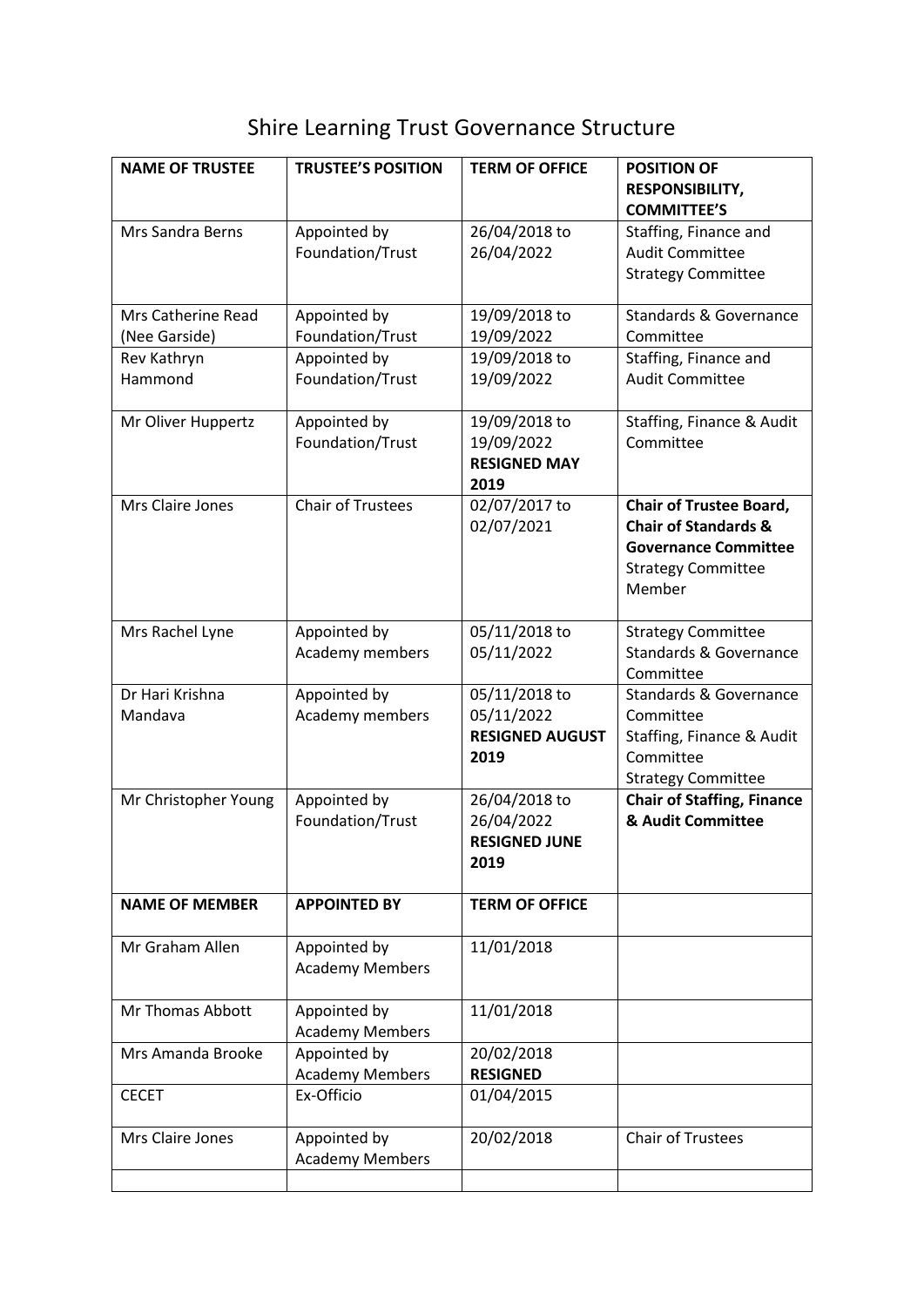# Shire Learning Trust Governance Structure

| NAME OF TRUSTEE | TRUSTEE'S POSITION | TERM OF OFFICE | POSITION OF RESPONSIBILITY, COMMITTEE'S |
|---|---|---|---|
| Mrs Sandra Berns | Appointed by Foundation/Trust | 26/04/2018 to 26/04/2022 | Staffing, Finance and Audit Committee<br>Strategy Committee |
| Mrs Catherine Read (Nee Garside) | Appointed by Foundation/Trust | 19/09/2018 to 19/09/2022 | Standards & Governance Committee |
| Rev Kathryn Hammond | Appointed by Foundation/Trust | 19/09/2018 to 19/09/2022 | Staffing, Finance and Audit Committee |
| Mr Oliver Huppertz | Appointed by Foundation/Trust | 19/09/2018 to 19/09/2022<br>**RESIGNED MAY 2019** | Staffing, Finance & Audit Committee |
| Mrs Claire Jones | Chair of Trustees | 02/07/2017 to 02/07/2021 | **Chair of Trustee Board, Chair of Standards & Governance Committee**<br>Strategy Committee Member |
| Mrs Rachel Lyne | Appointed by Academy members | 05/11/2018 to 05/11/2022 | Strategy Committee<br>Standards & Governance Committee |
| Dr Hari Krishna Mandava | Appointed by Academy members | 05/11/2018 to 05/11/2022<br>**RESIGNED AUGUST 2019** | Standards & Governance Committee<br>Staffing, Finance & Audit Committee<br>Strategy Committee |
| Mr Christopher Young | Appointed by Foundation/Trust | 26/04/2018 to 26/04/2022<br>**RESIGNED JUNE 2019** | **Chair of Staffing, Finance & Audit Committee** |
| **NAME OF MEMBER** | **APPOINTED BY** | **TERM OF OFFICE** | |
| Mr Graham Allen | Appointed by Academy Members | 11/01/2018 | |
| Mr Thomas Abbott | Appointed by Academy Members | 11/01/2018 | |
| Mrs Amanda Brooke | Appointed by Academy Members | 20/02/2018<br>**RESIGNED** | |
| CECET | Ex-Officio | 01/04/2015 | |
| Mrs Claire Jones | Appointed by Academy Members | 20/02/2018 | Chair of Trustees |
| | | | |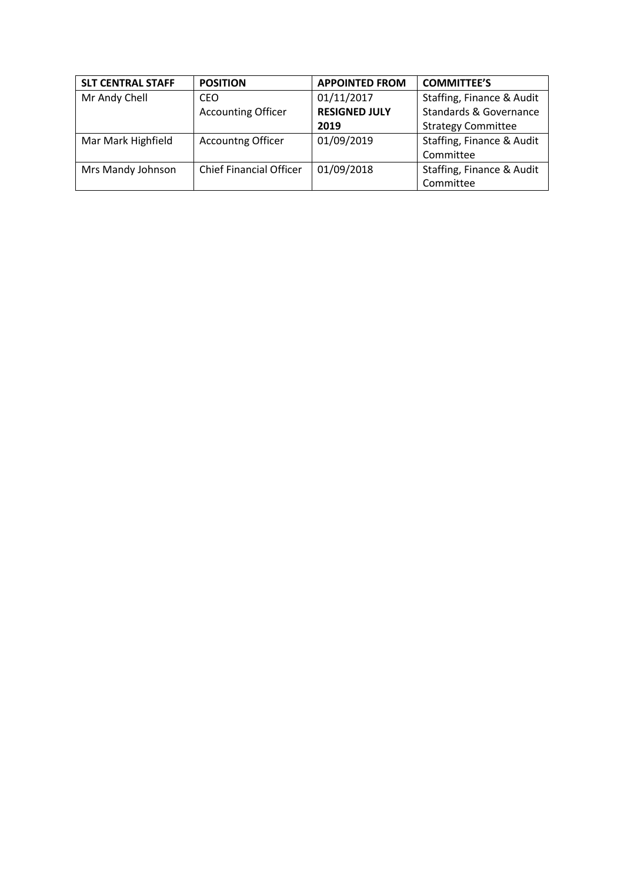| SLT CENTRAL STAFF | POSITION | APPOINTED FROM | COMMITTEE'S |
|---|---|---|---|
| Mr Andy Chell | CEO<br>Accounting Officer | 01/11/2017<br>**RESIGNED JULY 2019** | Staffing, Finance & Audit<br>Standards & Governance<br>Strategy Committee |
| Mar Mark Highfield | Accountng Officer | 01/09/2019 | Staffing, Finance & Audit Committee |
| Mrs Mandy Johnson | Chief Financial Officer | 01/09/2018 | Staffing, Finance & Audit Committee |